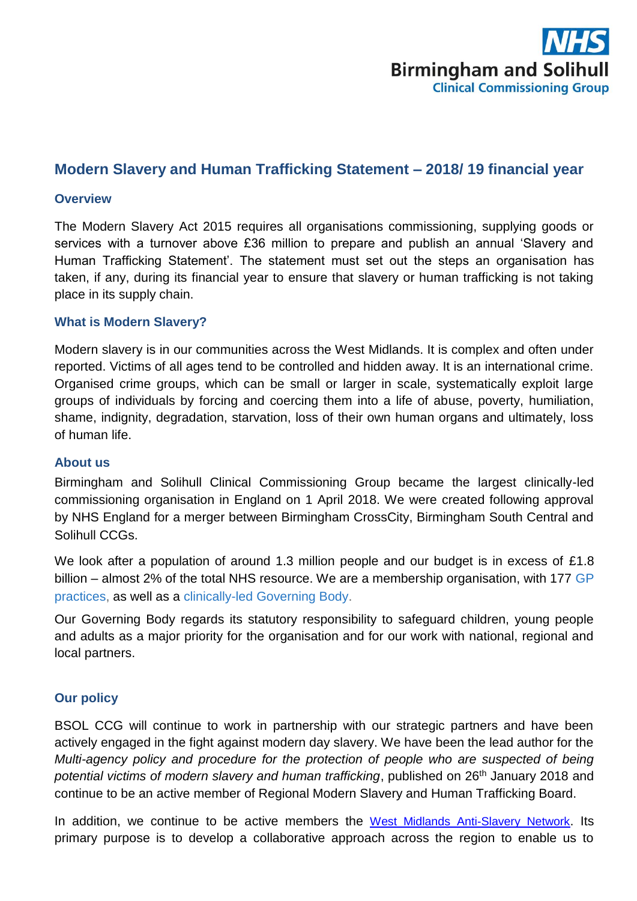NHS
Birmingham and Solihull
Clinical Commissioning Group

## Modern Slavery and Human Trafficking Statement – 2018/ 19 financial year

### Overview

The Modern Slavery Act 2015 requires all organisations commissioning, supplying goods or services with a turnover above £36 million to prepare and publish an annual 'Slavery and Human Trafficking Statement'. The statement must set out the steps an organisation has taken, if any, during its financial year to ensure that slavery or human trafficking is not taking place in its supply chain.

### What is Modern Slavery?

Modern slavery is in our communities across the West Midlands. It is complex and often under reported. Victims of all ages tend to be controlled and hidden away. It is an international crime. Organised crime groups, which can be small or larger in scale, systematically exploit large groups of individuals by forcing and coercing them into a life of abuse, poverty, humiliation, shame, indignity, degradation, starvation, loss of their own human organs and ultimately, loss of human life.

### About us

Birmingham and Solihull Clinical Commissioning Group became the largest clinically-led commissioning organisation in England on 1 April 2018. We were created following approval by NHS England for a merger between Birmingham CrossCity, Birmingham South Central and Solihull CCGs.

We look after a population of around 1.3 million people and our budget is in excess of £1.8 billion – almost 2% of the total NHS resource. We are a membership organisation, with 177 GP practices, as well as a clinically-led Governing Body.

Our Governing Body regards its statutory responsibility to safeguard children, young people and adults as a major priority for the organisation and for our work with national, regional and local partners.

### Our policy

BSOL CCG will continue to work in partnership with our strategic partners and have been actively engaged in the fight against modern day slavery. We have been the lead author for the *Multi-agency policy and procedure for the protection of people who are suspected of being potential victims of modern slavery and human trafficking*, published on 26th January 2018 and continue to be an active member of Regional Modern Slavery and Human Trafficking Board.

In addition, we continue to be active members the West Midlands Anti-Slavery Network. Its primary purpose is to develop a collaborative approach across the region to enable us to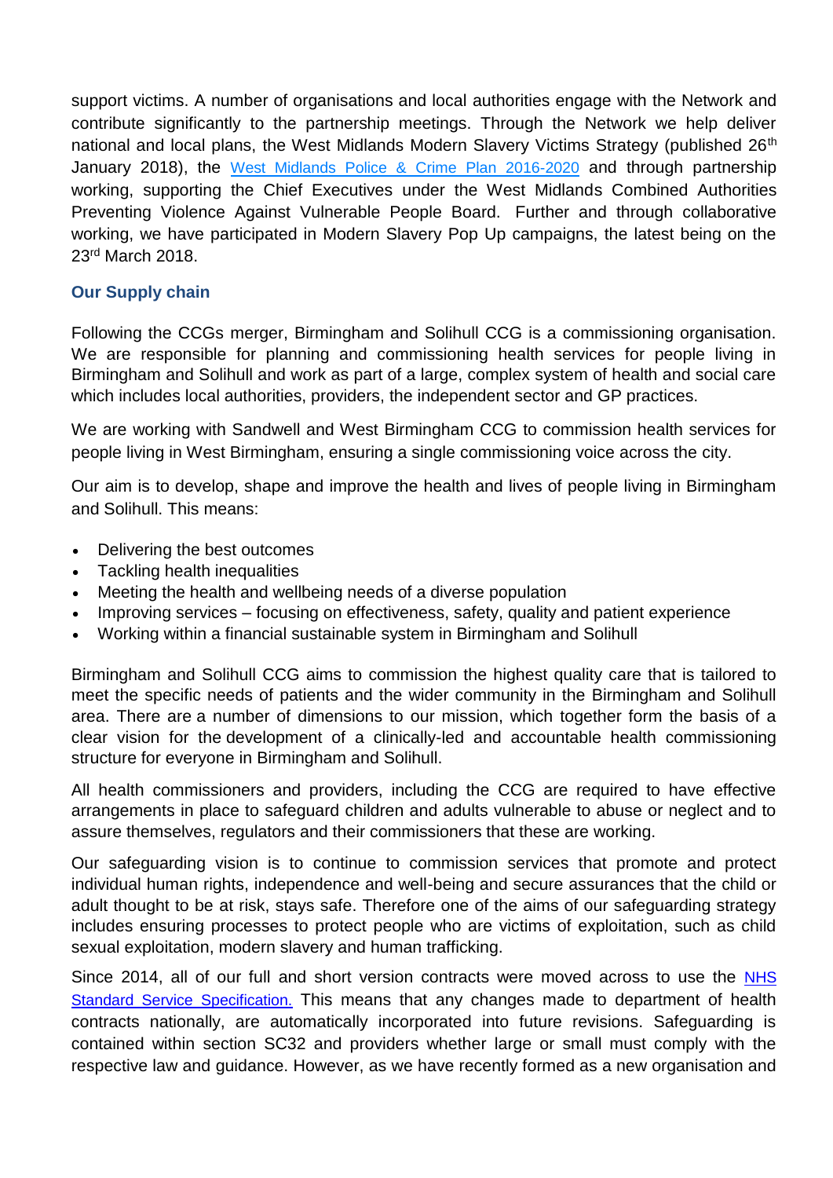support victims. A number of organisations and local authorities engage with the Network and contribute significantly to the partnership meetings. Through the Network we help deliver national and local plans, the West Midlands Modern Slavery Victims Strategy (published 26th January 2018), the West Midlands Police & Crime Plan 2016-2020 and through partnership working, supporting the Chief Executives under the West Midlands Combined Authorities Preventing Violence Against Vulnerable People Board. Further and through collaborative working, we have participated in Modern Slavery Pop Up campaigns, the latest being on the 23rd March 2018.

### Our Supply chain

Following the CCGs merger, Birmingham and Solihull CCG is a commissioning organisation. We are responsible for planning and commissioning health services for people living in Birmingham and Solihull and work as part of a large, complex system of health and social care which includes local authorities, providers, the independent sector and GP practices.

We are working with Sandwell and West Birmingham CCG to commission health services for people living in West Birmingham, ensuring a single commissioning voice across the city.

Our aim is to develop, shape and improve the health and lives of people living in Birmingham and Solihull. This means:

- Delivering the best outcomes
- Tackling health inequalities
- Meeting the health and wellbeing needs of a diverse population
- Improving services – focusing on effectiveness, safety, quality and patient experience
- Working within a financial sustainable system in Birmingham and Solihull

Birmingham and Solihull CCG aims to commission the highest quality care that is tailored to meet the specific needs of patients and the wider community in the Birmingham and Solihull area. There are a number of dimensions to our mission, which together form the basis of a clear vision for the development of a clinically-led and accountable health commissioning structure for everyone in Birmingham and Solihull.

All health commissioners and providers, including the CCG are required to have effective arrangements in place to safeguard children and adults vulnerable to abuse or neglect and to assure themselves, regulators and their commissioners that these are working.

Our safeguarding vision is to continue to commission services that promote and protect individual human rights, independence and well-being and secure assurances that the child or adult thought to be at risk, stays safe. Therefore one of the aims of our safeguarding strategy includes ensuring processes to protect people who are victims of exploitation, such as child sexual exploitation, modern slavery and human trafficking.

Since 2014, all of our full and short version contracts were moved across to use the NHS Standard Service Specification. This means that any changes made to department of health contracts nationally, are automatically incorporated into future revisions. Safeguarding is contained within section SC32 and providers whether large or small must comply with the respective law and guidance. However, as we have recently formed as a new organisation and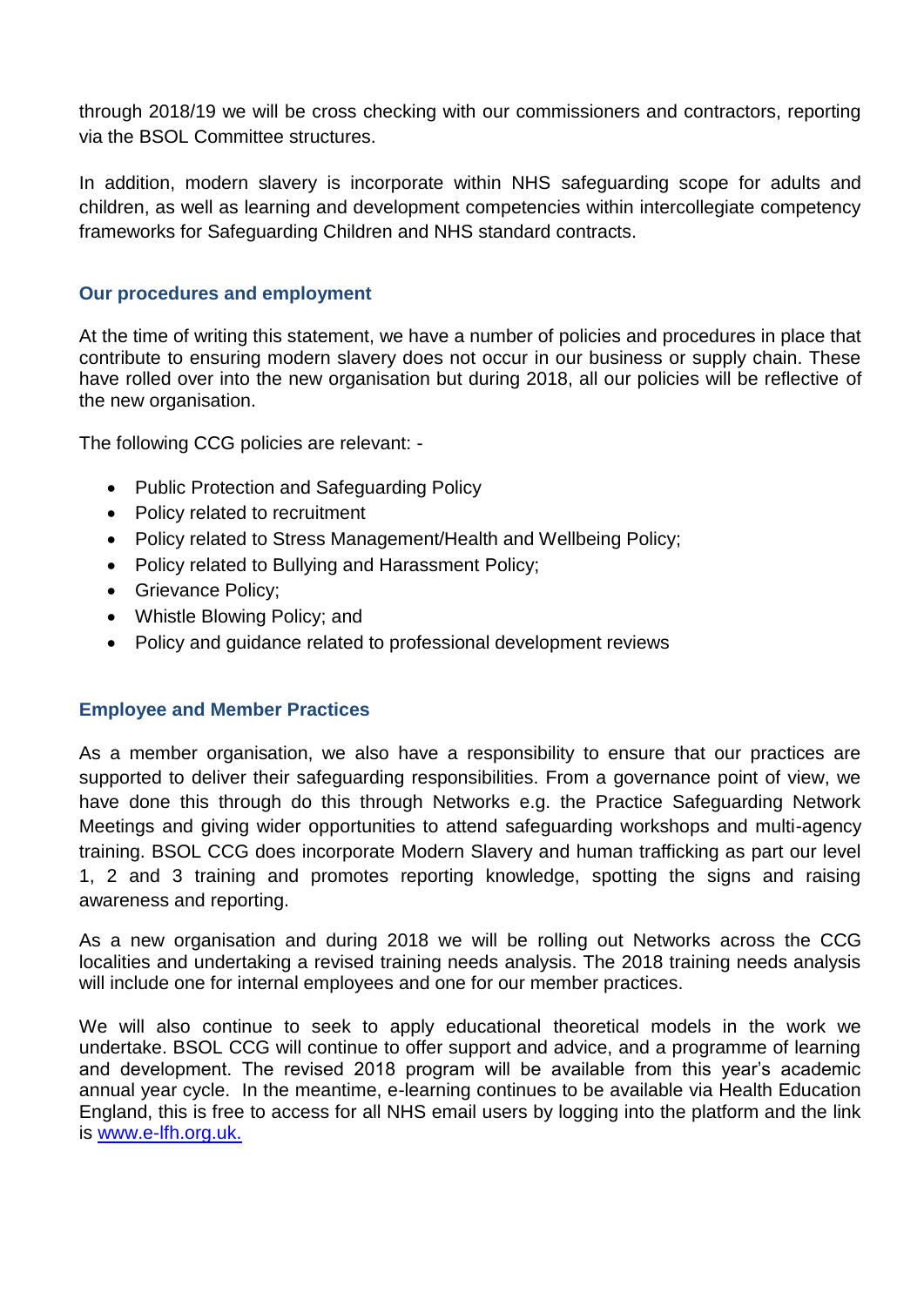through 2018/19 we will be cross checking with our commissioners and contractors, reporting via the BSOL Committee structures.

In addition, modern slavery is incorporate within NHS safeguarding scope for adults and children, as well as learning and development competencies within intercollegiate competency frameworks for Safeguarding Children and NHS standard contracts.

### Our procedures and employment

At the time of writing this statement, we have a number of policies and procedures in place that contribute to ensuring modern slavery does not occur in our business or supply chain. These have rolled over into the new organisation but during 2018, all our policies will be reflective of the new organisation.

The following CCG policies are relevant: -

- Public Protection and Safeguarding Policy
- Policy related to recruitment
- Policy related to Stress Management/Health and Wellbeing Policy;
- Policy related to Bullying and Harassment Policy;
- Grievance Policy;
- Whistle Blowing Policy; and
- Policy and guidance related to professional development reviews

### Employee and Member Practices

As a member organisation, we also have a responsibility to ensure that our practices are supported to deliver their safeguarding responsibilities. From a governance point of view, we have done this through do this through Networks e.g. the Practice Safeguarding Network Meetings and giving wider opportunities to attend safeguarding workshops and multi-agency training. BSOL CCG does incorporate Modern Slavery and human trafficking as part our level 1, 2 and 3 training and promotes reporting knowledge, spotting the signs and raising awareness and reporting.

As a new organisation and during 2018 we will be rolling out Networks across the CCG localities and undertaking a revised training needs analysis. The 2018 training needs analysis will include one for internal employees and one for our member practices.

We will also continue to seek to apply educational theoretical models in the work we undertake. BSOL CCG will continue to offer support and advice, and a programme of learning and development. The revised 2018 program will be available from this year's academic annual year cycle. In the meantime, e-learning continues to be available via Health Education England, this is free to access for all NHS email users by logging into the platform and the link is [www.e-lfh.org.uk.](http://www.e-lfh.org.uk)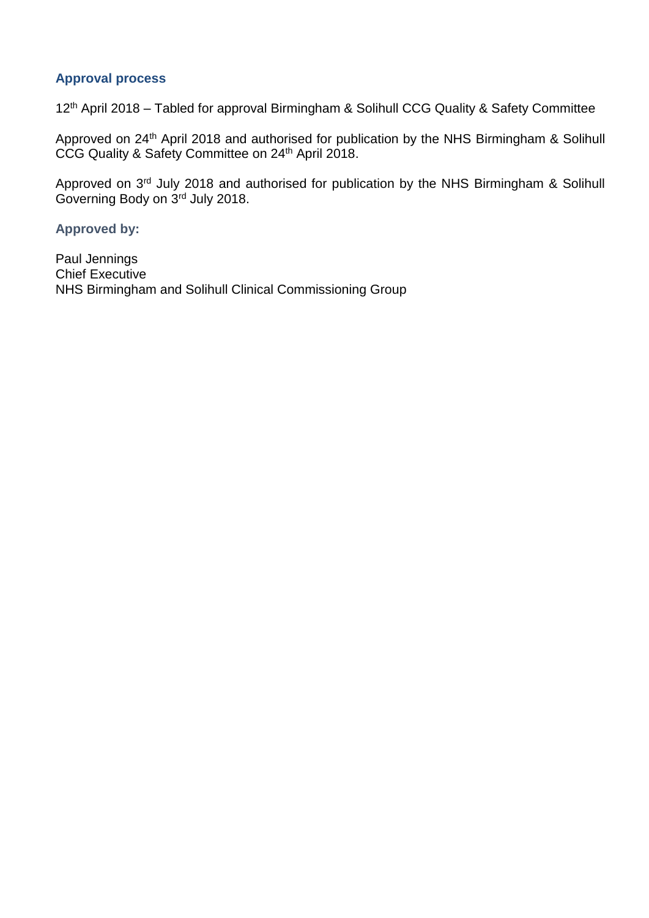## Approval process

12th April 2018 – Tabled for approval Birmingham & Solihull CCG Quality & Safety Committee

Approved on 24th April 2018 and authorised for publication by the NHS Birmingham & Solihull CCG Quality & Safety Committee on 24th April 2018.

Approved on 3rd July 2018 and authorised for publication by the NHS Birmingham & Solihull Governing Body on 3rd July 2018.

### Approved by:

Paul Jennings
Chief Executive
NHS Birmingham and Solihull Clinical Commissioning Group